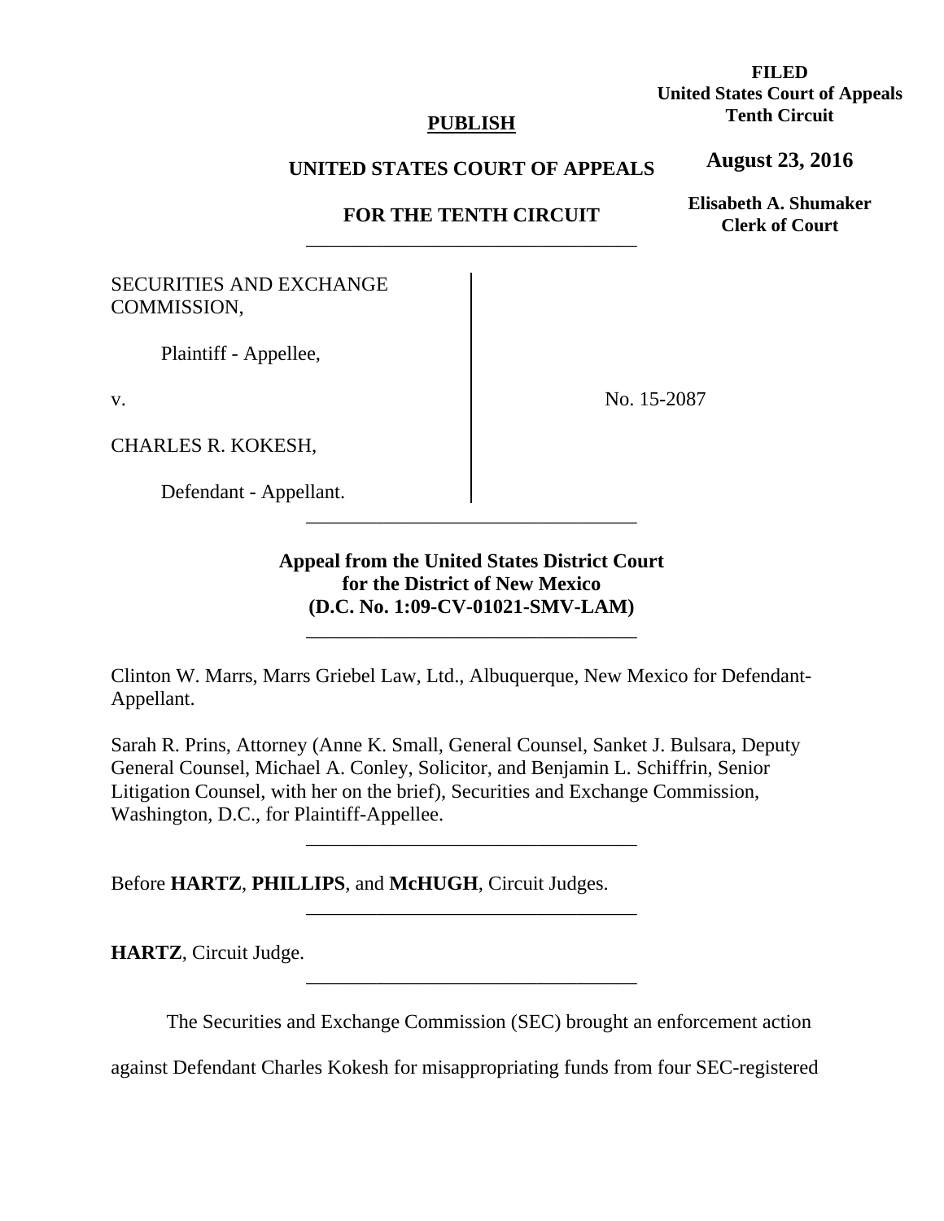**FILED**
**United States Court of Appeals**
**Tenth Circuit**

**August 23, 2016**

**Elisabeth A. Shumaker**
**Clerk of Court**

**PUBLISH**

**UNITED STATES COURT OF APPEALS**

**FOR THE TENTH CIRCUIT**

---

SECURITIES AND EXCHANGE COMMISSION,

Plaintiff - Appellee,

v.

CHARLES R. KOKESH,

Defendant - Appellant.

No. 15-2087

---

**Appeal from the United States District Court for the District of New Mexico (D.C. No. 1:09-CV-01021-SMV-LAM)**

---

Clinton W. Marrs, Marrs Griebel Law, Ltd., Albuquerque, New Mexico for Defendant-Appellant.

Sarah R. Prins, Attorney (Anne K. Small, General Counsel, Sanket J. Bulsara, Deputy General Counsel, Michael A. Conley, Solicitor, and Benjamin L. Schiffrin, Senior Litigation Counsel, with her on the brief), Securities and Exchange Commission, Washington, D.C., for Plaintiff-Appellee.

---

Before **HARTZ**, **PHILLIPS**, and **McHUGH**, Circuit Judges.

---

**HARTZ**, Circuit Judge.

---

The Securities and Exchange Commission (SEC) brought an enforcement action against Defendant Charles Kokesh for misappropriating funds from four SEC-registered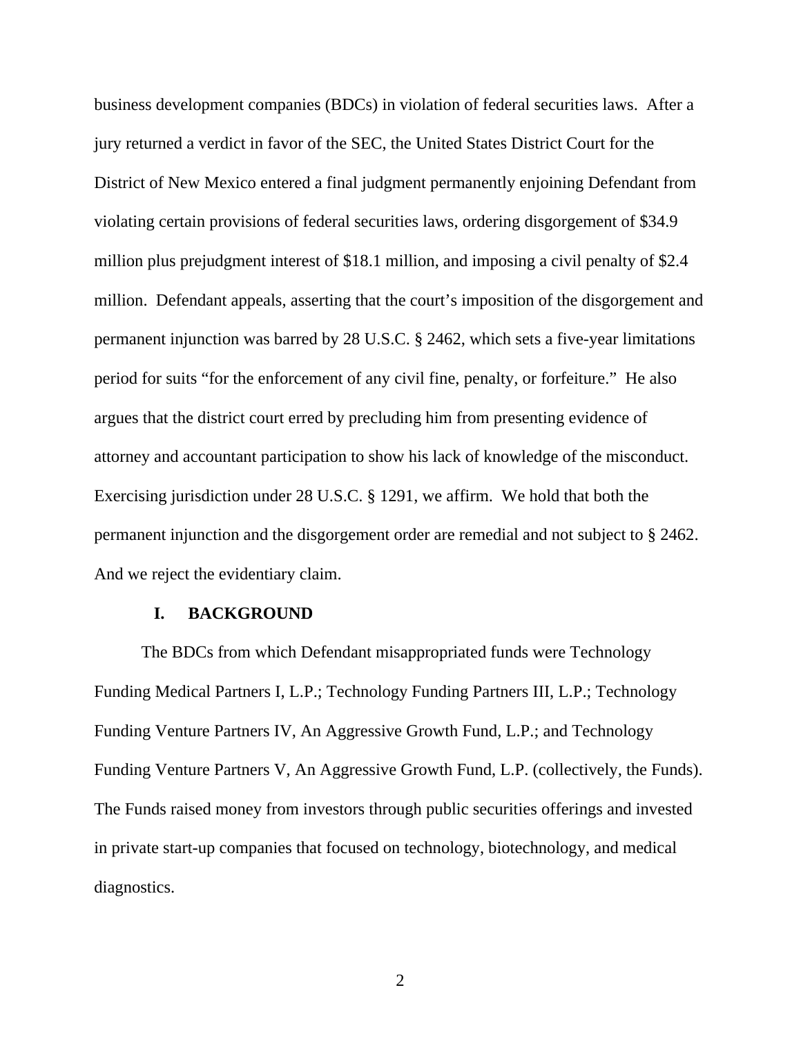business development companies (BDCs) in violation of federal securities laws. After a jury returned a verdict in favor of the SEC, the United States District Court for the District of New Mexico entered a final judgment permanently enjoining Defendant from violating certain provisions of federal securities laws, ordering disgorgement of $34.9 million plus prejudgment interest of $18.1 million, and imposing a civil penalty of $2.4 million. Defendant appeals, asserting that the court's imposition of the disgorgement and permanent injunction was barred by 28 U.S.C. § 2462, which sets a five-year limitations period for suits "for the enforcement of any civil fine, penalty, or forfeiture." He also argues that the district court erred by precluding him from presenting evidence of attorney and accountant participation to show his lack of knowledge of the misconduct. Exercising jurisdiction under 28 U.S.C. § 1291, we affirm. We hold that both the permanent injunction and the disgorgement order are remedial and not subject to § 2462. And we reject the evidentiary claim.

## I. BACKGROUND

The BDCs from which Defendant misappropriated funds were Technology Funding Medical Partners I, L.P.; Technology Funding Partners III, L.P.; Technology Funding Venture Partners IV, An Aggressive Growth Fund, L.P.; and Technology Funding Venture Partners V, An Aggressive Growth Fund, L.P. (collectively, the Funds). The Funds raised money from investors through public securities offerings and invested in private start-up companies that focused on technology, biotechnology, and medical diagnostics.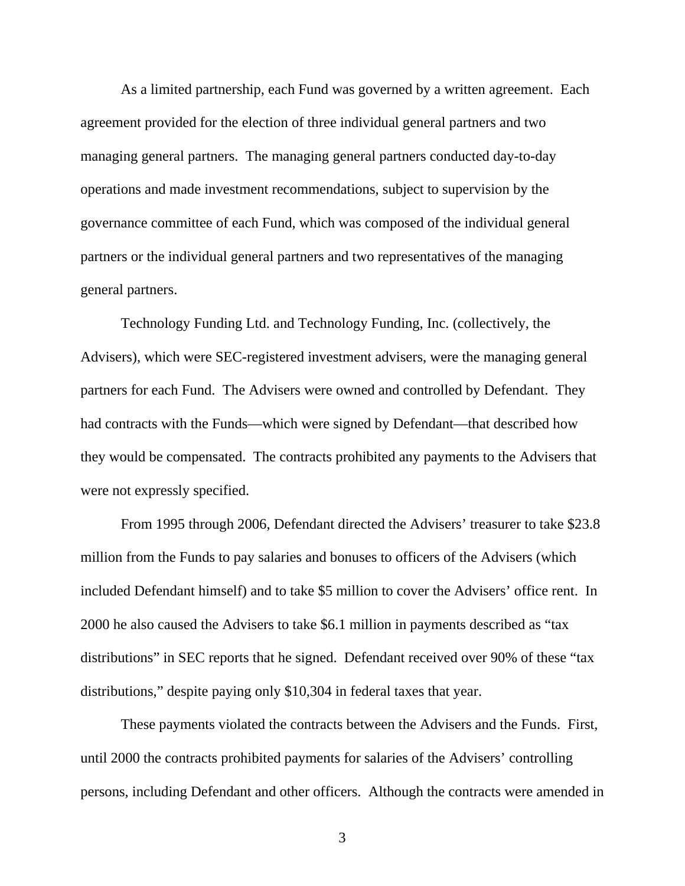As a limited partnership, each Fund was governed by a written agreement. Each agreement provided for the election of three individual general partners and two managing general partners. The managing general partners conducted day-to-day operations and made investment recommendations, subject to supervision by the governance committee of each Fund, which was composed of the individual general partners or the individual general partners and two representatives of the managing general partners.

Technology Funding Ltd. and Technology Funding, Inc. (collectively, the Advisers), which were SEC-registered investment advisers, were the managing general partners for each Fund. The Advisers were owned and controlled by Defendant. They had contracts with the Funds—which were signed by Defendant—that described how they would be compensated. The contracts prohibited any payments to the Advisers that were not expressly specified.

From 1995 through 2006, Defendant directed the Advisers' treasurer to take $23.8 million from the Funds to pay salaries and bonuses to officers of the Advisers (which included Defendant himself) and to take $5 million to cover the Advisers' office rent. In 2000 he also caused the Advisers to take $6.1 million in payments described as "tax distributions" in SEC reports that he signed. Defendant received over 90% of these "tax distributions," despite paying only $10,304 in federal taxes that year.

These payments violated the contracts between the Advisers and the Funds. First, until 2000 the contracts prohibited payments for salaries of the Advisers' controlling persons, including Defendant and other officers. Although the contracts were amended in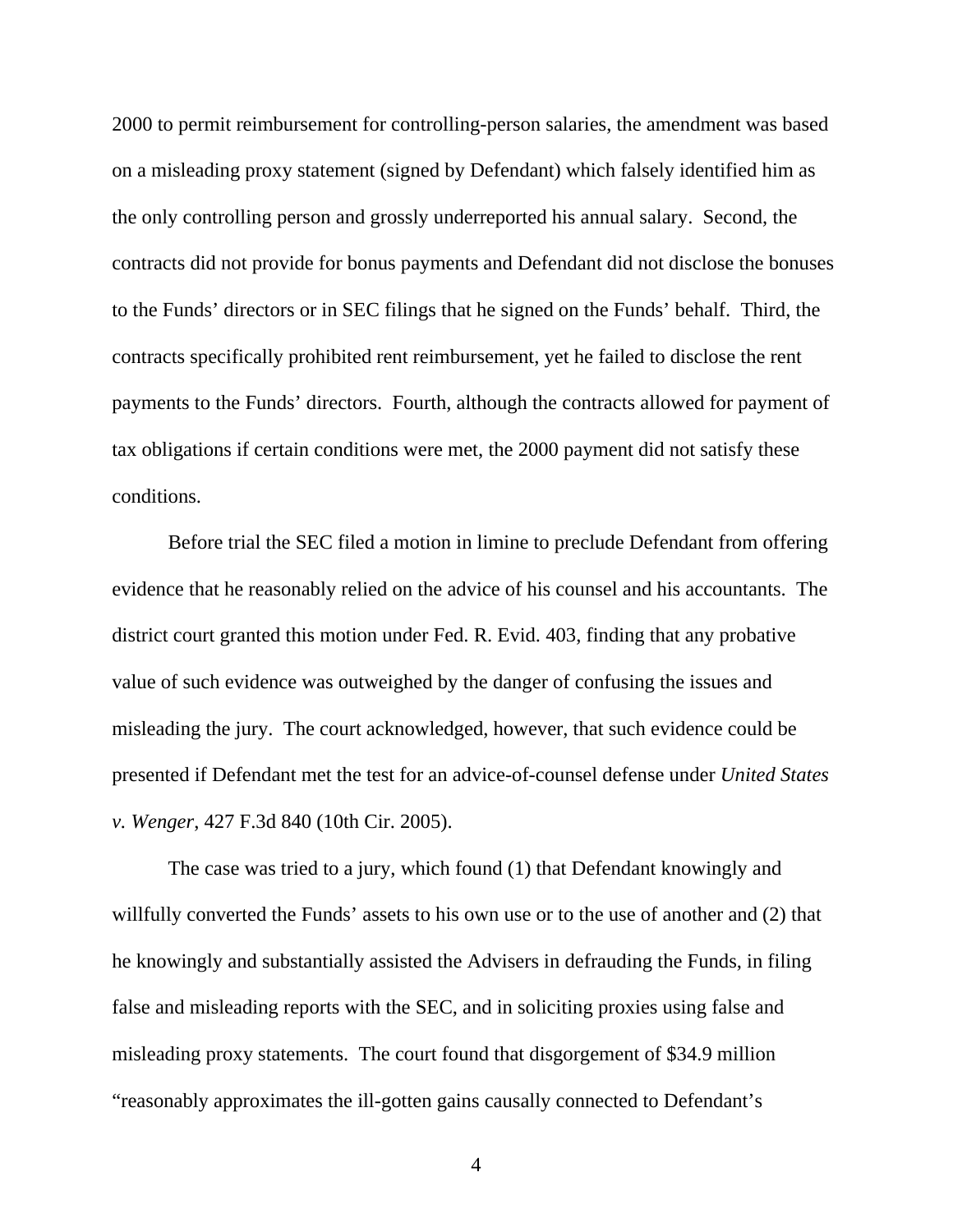2000 to permit reimbursement for controlling-person salaries, the amendment was based on a misleading proxy statement (signed by Defendant) which falsely identified him as the only controlling person and grossly underreported his annual salary. Second, the contracts did not provide for bonus payments and Defendant did not disclose the bonuses to the Funds' directors or in SEC filings that he signed on the Funds' behalf. Third, the contracts specifically prohibited rent reimbursement, yet he failed to disclose the rent payments to the Funds' directors. Fourth, although the contracts allowed for payment of tax obligations if certain conditions were met, the 2000 payment did not satisfy these conditions.

Before trial the SEC filed a motion in limine to preclude Defendant from offering evidence that he reasonably relied on the advice of his counsel and his accountants. The district court granted this motion under Fed. R. Evid. 403, finding that any probative value of such evidence was outweighed by the danger of confusing the issues and misleading the jury. The court acknowledged, however, that such evidence could be presented if Defendant met the test for an advice-of-counsel defense under *United States v. Wenger*, 427 F.3d 840 (10th Cir. 2005).

The case was tried to a jury, which found (1) that Defendant knowingly and willfully converted the Funds' assets to his own use or to the use of another and (2) that he knowingly and substantially assisted the Advisers in defrauding the Funds, in filing false and misleading reports with the SEC, and in soliciting proxies using false and misleading proxy statements. The court found that disgorgement of $34.9 million "reasonably approximates the ill-gotten gains causally connected to Defendant's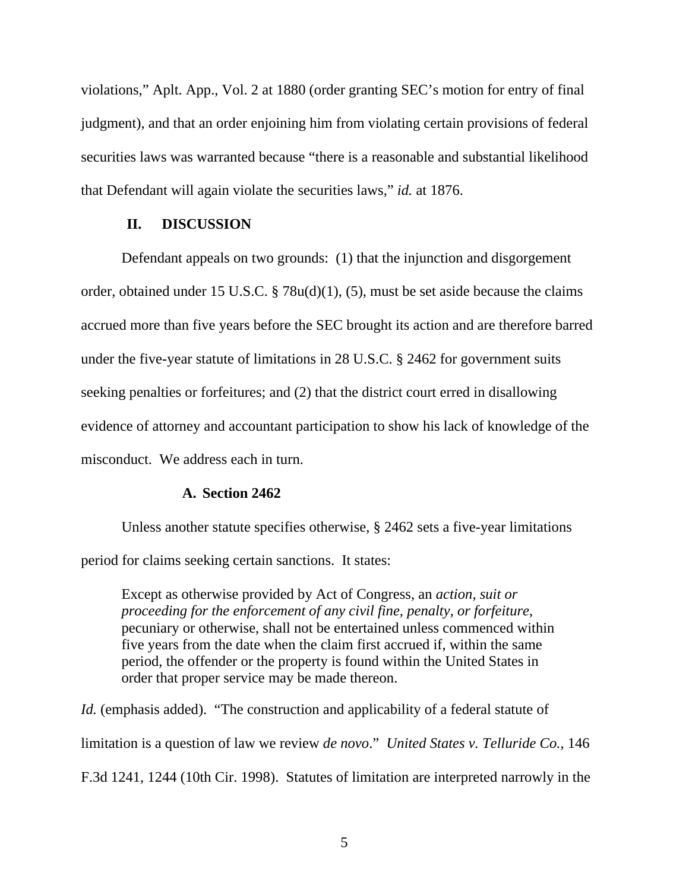violations," Aplt. App., Vol. 2 at 1880 (order granting SEC's motion for entry of final judgment), and that an order enjoining him from violating certain provisions of federal securities laws was warranted because "there is a reasonable and substantial likelihood that Defendant will again violate the securities laws," *id.* at 1876.

## II. DISCUSSION

Defendant appeals on two grounds: (1) that the injunction and disgorgement order, obtained under 15 U.S.C. § 78u(d)(1), (5), must be set aside because the claims accrued more than five years before the SEC brought its action and are therefore barred under the five-year statute of limitations in 28 U.S.C. § 2462 for government suits seeking penalties or forfeitures; and (2) that the district court erred in disallowing evidence of attorney and accountant participation to show his lack of knowledge of the misconduct. We address each in turn.

### A. Section 2462

Unless another statute specifies otherwise, § 2462 sets a five-year limitations period for claims seeking certain sanctions. It states:

> Except as otherwise provided by Act of Congress, an *action, suit or proceeding for the enforcement of any civil fine, penalty, or forfeiture*, pecuniary or otherwise, shall not be entertained unless commenced within five years from the date when the claim first accrued if, within the same period, the offender or the property is found within the United States in order that proper service may be made thereon.

*Id.* (emphasis added). "The construction and applicability of a federal statute of limitation is a question of law we review *de novo*." *United States v. Telluride Co.*, 146 F.3d 1241, 1244 (10th Cir. 1998). Statutes of limitation are interpreted narrowly in the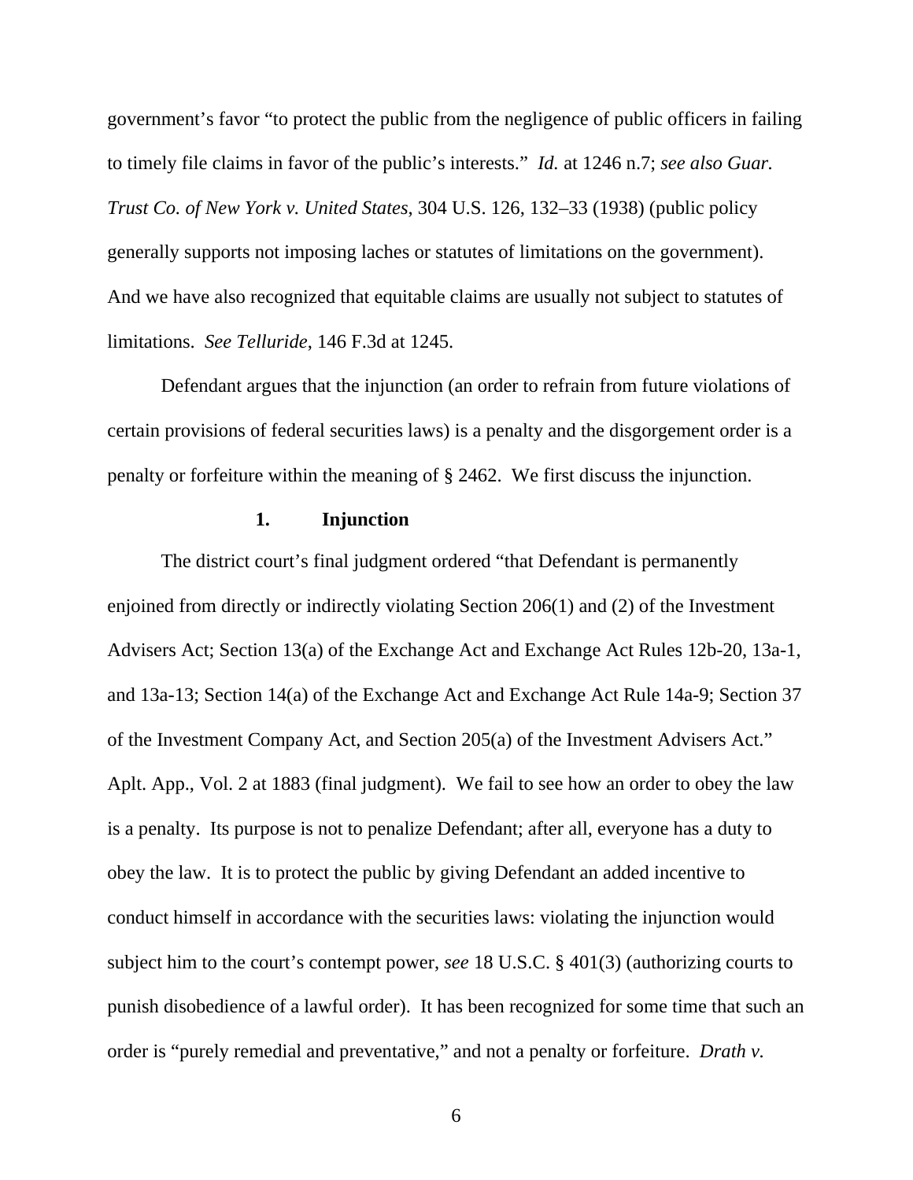government's favor "to protect the public from the negligence of public officers in failing to timely file claims in favor of the public's interests." *Id.* at 1246 n.7; *see also Guar. Trust Co. of New York v. United States*, 304 U.S. 126, 132–33 (1938) (public policy generally supports not imposing laches or statutes of limitations on the government). And we have also recognized that equitable claims are usually not subject to statutes of limitations. *See Telluride*, 146 F.3d at 1245.

Defendant argues that the injunction (an order to refrain from future violations of certain provisions of federal securities laws) is a penalty and the disgorgement order is a penalty or forfeiture within the meaning of § 2462. We first discuss the injunction.

**1. Injunction**

The district court's final judgment ordered "that Defendant is permanently enjoined from directly or indirectly violating Section 206(1) and (2) of the Investment Advisers Act; Section 13(a) of the Exchange Act and Exchange Act Rules 12b-20, 13a-1, and 13a-13; Section 14(a) of the Exchange Act and Exchange Act Rule 14a-9; Section 37 of the Investment Company Act, and Section 205(a) of the Investment Advisers Act." Aplt. App., Vol. 2 at 1883 (final judgment). We fail to see how an order to obey the law is a penalty. Its purpose is not to penalize Defendant; after all, everyone has a duty to obey the law. It is to protect the public by giving Defendant an added incentive to conduct himself in accordance with the securities laws: violating the injunction would subject him to the court's contempt power, *see* 18 U.S.C. § 401(3) (authorizing courts to punish disobedience of a lawful order). It has been recognized for some time that such an order is "purely remedial and preventative," and not a penalty or forfeiture. *Drath v.*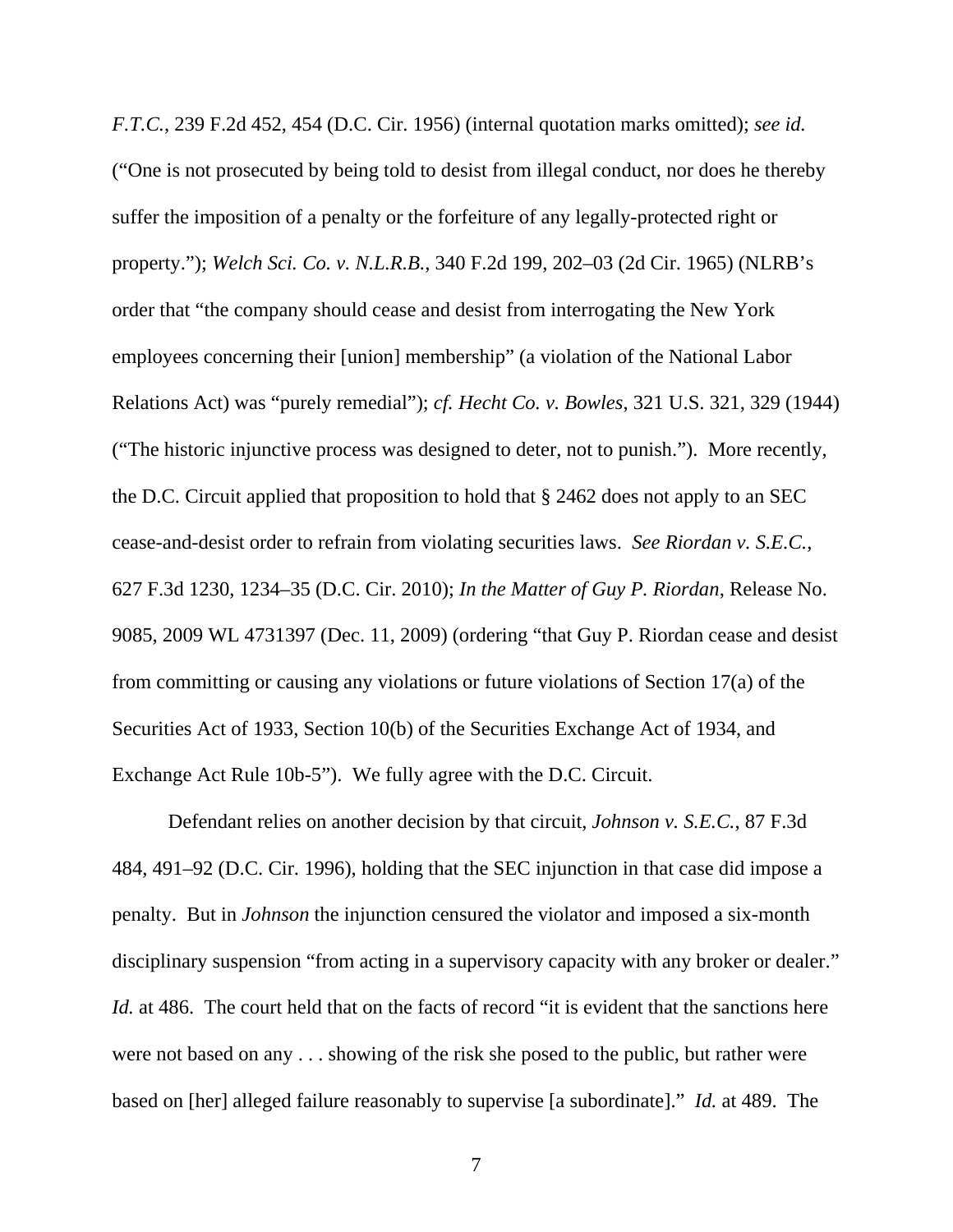*F.T.C.*, 239 F.2d 452, 454 (D.C. Cir. 1956) (internal quotation marks omitted); *see id.* ("One is not prosecuted by being told to desist from illegal conduct, nor does he thereby suffer the imposition of a penalty or the forfeiture of any legally-protected right or property."); *Welch Sci. Co. v. N.L.R.B.*, 340 F.2d 199, 202–03 (2d Cir. 1965) (NLRB's order that "the company should cease and desist from interrogating the New York employees concerning their [union] membership" (a violation of the National Labor Relations Act) was "purely remedial"); *cf. Hecht Co. v. Bowles*, 321 U.S. 321, 329 (1944) ("The historic injunctive process was designed to deter, not to punish."). More recently, the D.C. Circuit applied that proposition to hold that § 2462 does not apply to an SEC cease-and-desist order to refrain from violating securities laws. *See Riordan v. S.E.C.*, 627 F.3d 1230, 1234–35 (D.C. Cir. 2010); *In the Matter of Guy P. Riordan*, Release No. 9085, 2009 WL 4731397 (Dec. 11, 2009) (ordering "that Guy P. Riordan cease and desist from committing or causing any violations or future violations of Section 17(a) of the Securities Act of 1933, Section 10(b) of the Securities Exchange Act of 1934, and Exchange Act Rule 10b-5"). We fully agree with the D.C. Circuit.

Defendant relies on another decision by that circuit, *Johnson v. S.E.C.*, 87 F.3d 484, 491–92 (D.C. Cir. 1996), holding that the SEC injunction in that case did impose a penalty. But in *Johnson* the injunction censured the violator and imposed a six-month disciplinary suspension "from acting in a supervisory capacity with any broker or dealer." *Id.* at 486. The court held that on the facts of record "it is evident that the sanctions here were not based on any . . . showing of the risk she posed to the public, but rather were based on [her] alleged failure reasonably to supervise [a subordinate]." *Id.* at 489. The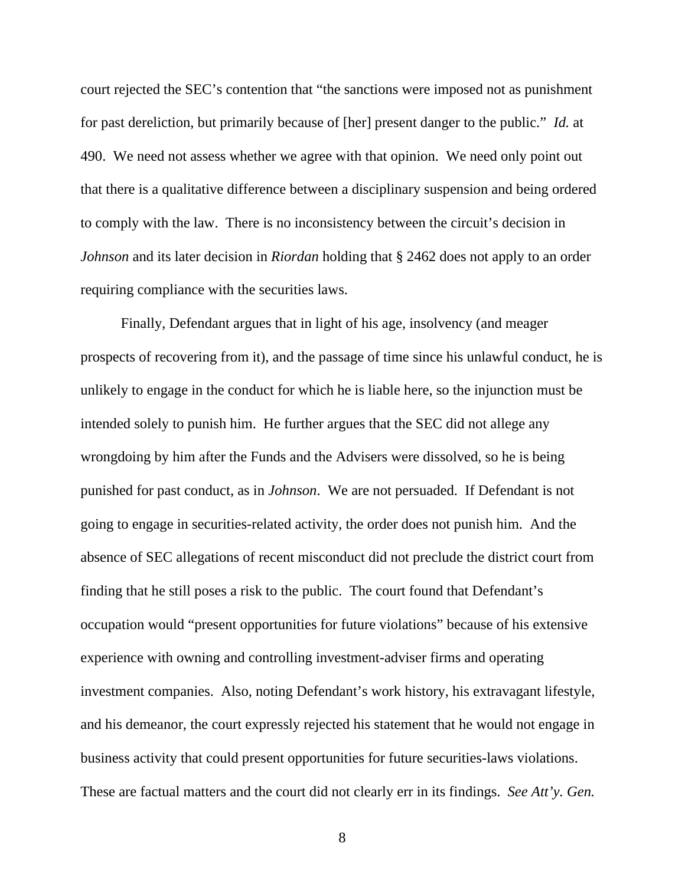court rejected the SEC's contention that "the sanctions were imposed not as punishment for past dereliction, but primarily because of [her] present danger to the public." *Id.* at 490. We need not assess whether we agree with that opinion. We need only point out that there is a qualitative difference between a disciplinary suspension and being ordered to comply with the law. There is no inconsistency between the circuit's decision in *Johnson* and its later decision in *Riordan* holding that § 2462 does not apply to an order requiring compliance with the securities laws.

Finally, Defendant argues that in light of his age, insolvency (and meager prospects of recovering from it), and the passage of time since his unlawful conduct, he is unlikely to engage in the conduct for which he is liable here, so the injunction must be intended solely to punish him. He further argues that the SEC did not allege any wrongdoing by him after the Funds and the Advisers were dissolved, so he is being punished for past conduct, as in *Johnson*. We are not persuaded. If Defendant is not going to engage in securities-related activity, the order does not punish him. And the absence of SEC allegations of recent misconduct did not preclude the district court from finding that he still poses a risk to the public. The court found that Defendant's occupation would "present opportunities for future violations" because of his extensive experience with owning and controlling investment-adviser firms and operating investment companies. Also, noting Defendant's work history, his extravagant lifestyle, and his demeanor, the court expressly rejected his statement that he would not engage in business activity that could present opportunities for future securities-laws violations. These are factual matters and the court did not clearly err in its findings. *See Att'y. Gen.*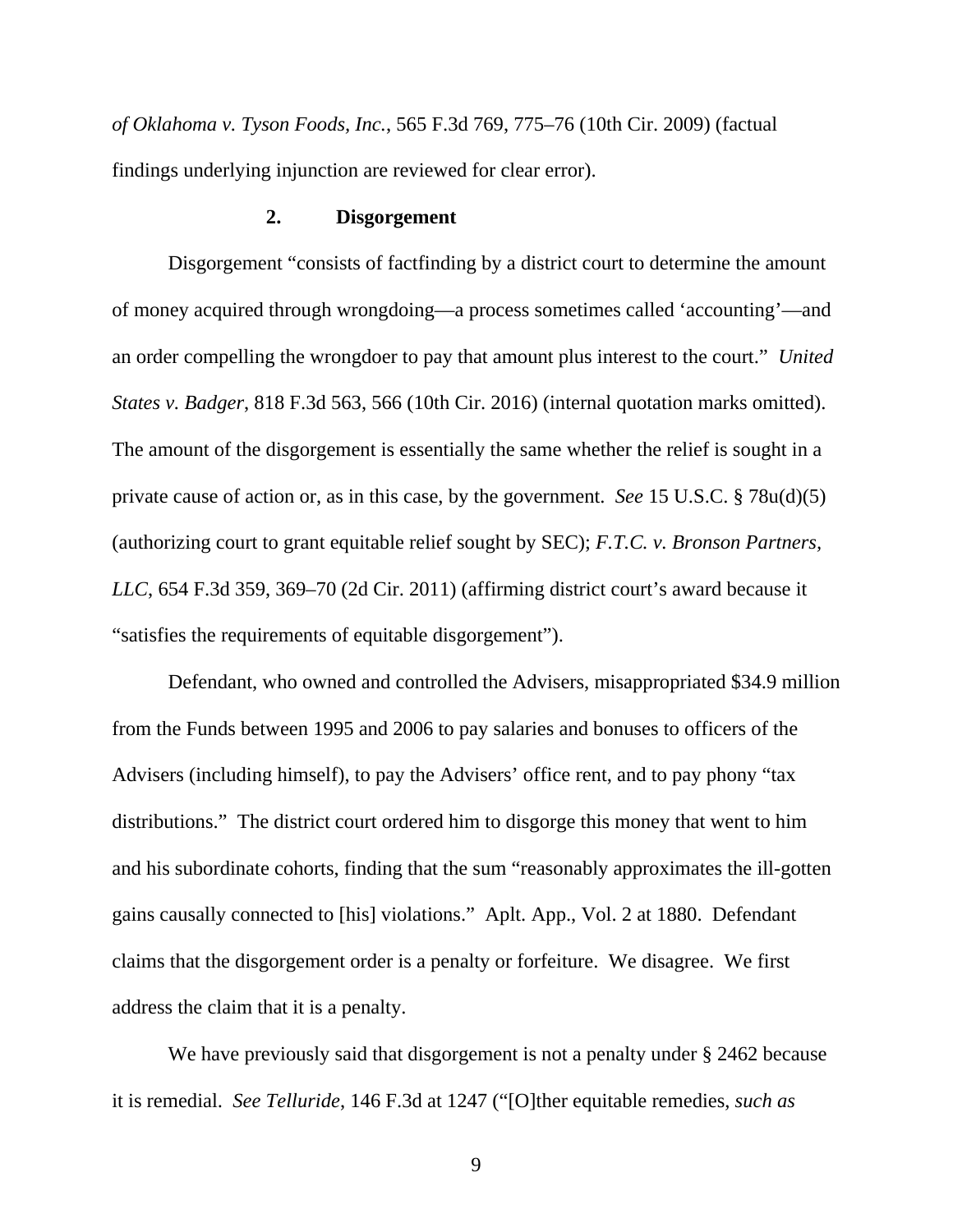*of Oklahoma v. Tyson Foods, Inc.*, 565 F.3d 769, 775–76 (10th Cir. 2009) (factual findings underlying injunction are reviewed for clear error).

### 2. Disgorgement

Disgorgement "consists of factfinding by a district court to determine the amount of money acquired through wrongdoing—a process sometimes called 'accounting'—and an order compelling the wrongdoer to pay that amount plus interest to the court." *United States v. Badger*, 818 F.3d 563, 566 (10th Cir. 2016) (internal quotation marks omitted). The amount of the disgorgement is essentially the same whether the relief is sought in a private cause of action or, as in this case, by the government. *See* 15 U.S.C. § 78u(d)(5) (authorizing court to grant equitable relief sought by SEC); *F.T.C. v. Bronson Partners, LLC*, 654 F.3d 359, 369–70 (2d Cir. 2011) (affirming district court's award because it "satisfies the requirements of equitable disgorgement").

Defendant, who owned and controlled the Advisers, misappropriated $34.9 million from the Funds between 1995 and 2006 to pay salaries and bonuses to officers of the Advisers (including himself), to pay the Advisers' office rent, and to pay phony "tax distributions." The district court ordered him to disgorge this money that went to him and his subordinate cohorts, finding that the sum "reasonably approximates the ill-gotten gains causally connected to [his] violations." Aplt. App., Vol. 2 at 1880. Defendant claims that the disgorgement order is a penalty or forfeiture. We disagree. We first address the claim that it is a penalty.

We have previously said that disgorgement is not a penalty under § 2462 because it is remedial. *See Telluride*, 146 F.3d at 1247 ("[O]ther equitable remedies, *such as*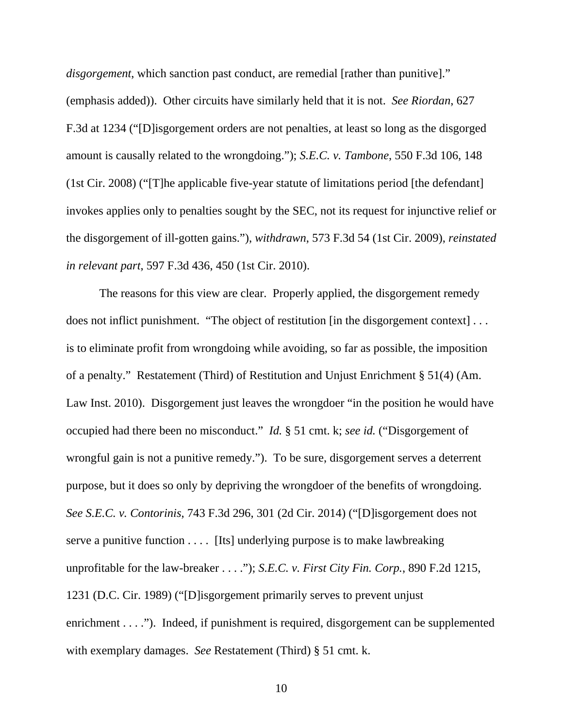*disgorgement*, which sanction past conduct, are remedial [rather than punitive]." (emphasis added)). Other circuits have similarly held that it is not. *See Riordan*, 627 F.3d at 1234 ("[D]isgorgement orders are not penalties, at least so long as the disgorged amount is causally related to the wrongdoing."); *S.E.C. v. Tambone*, 550 F.3d 106, 148 (1st Cir. 2008) ("[T]he applicable five-year statute of limitations period [the defendant] invokes applies only to penalties sought by the SEC, not its request for injunctive relief or the disgorgement of ill-gotten gains."), *withdrawn*, 573 F.3d 54 (1st Cir. 2009), *reinstated in relevant part*, 597 F.3d 436, 450 (1st Cir. 2010).

The reasons for this view are clear. Properly applied, the disgorgement remedy does not inflict punishment. "The object of restitution [in the disgorgement context] . . . is to eliminate profit from wrongdoing while avoiding, so far as possible, the imposition of a penalty." Restatement (Third) of Restitution and Unjust Enrichment § 51(4) (Am. Law Inst. 2010). Disgorgement just leaves the wrongdoer "in the position he would have occupied had there been no misconduct." *Id.* § 51 cmt. k; *see id.* ("Disgorgement of wrongful gain is not a punitive remedy."). To be sure, disgorgement serves a deterrent purpose, but it does so only by depriving the wrongdoer of the benefits of wrongdoing. *See S.E.C. v. Contorinis*, 743 F.3d 296, 301 (2d Cir. 2014) ("[D]isgorgement does not serve a punitive function . . . . [Its] underlying purpose is to make lawbreaking unprofitable for the law-breaker . . . ."); *S.E.C. v. First City Fin. Corp.*, 890 F.2d 1215, 1231 (D.C. Cir. 1989) ("[D]isgorgement primarily serves to prevent unjust enrichment . . . ."). Indeed, if punishment is required, disgorgement can be supplemented with exemplary damages. *See* Restatement (Third) § 51 cmt. k.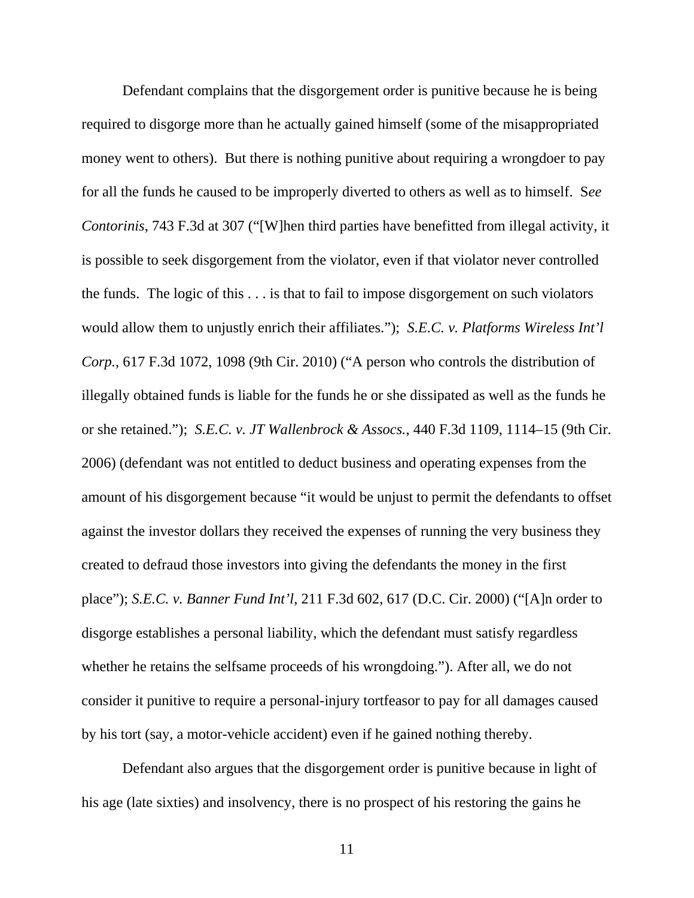Defendant complains that the disgorgement order is punitive because he is being required to disgorge more than he actually gained himself (some of the misappropriated money went to others). But there is nothing punitive about requiring a wrongdoer to pay for all the funds he caused to be improperly diverted to others as well as to himself. S*ee Contorinis*, 743 F.3d at 307 ("[W]hen third parties have benefitted from illegal activity, it is possible to seek disgorgement from the violator, even if that violator never controlled the funds. The logic of this . . . is that to fail to impose disgorgement on such violators would allow them to unjustly enrich their affiliates."); *S.E.C. v. Platforms Wireless Int'l Corp.*, 617 F.3d 1072, 1098 (9th Cir. 2010) ("A person who controls the distribution of illegally obtained funds is liable for the funds he or she dissipated as well as the funds he or she retained."); *S.E.C. v. JT Wallenbrock & Assocs.*, 440 F.3d 1109, 1114–15 (9th Cir. 2006) (defendant was not entitled to deduct business and operating expenses from the amount of his disgorgement because "it would be unjust to permit the defendants to offset against the investor dollars they received the expenses of running the very business they created to defraud those investors into giving the defendants the money in the first place"); *S.E.C. v. Banner Fund Int'l*, 211 F.3d 602, 617 (D.C. Cir. 2000) ("[A]n order to disgorge establishes a personal liability, which the defendant must satisfy regardless whether he retains the selfsame proceeds of his wrongdoing."). After all, we do not consider it punitive to require a personal-injury tortfeasor to pay for all damages caused by his tort (say, a motor-vehicle accident) even if he gained nothing thereby.

Defendant also argues that the disgorgement order is punitive because in light of his age (late sixties) and insolvency, there is no prospect of his restoring the gains he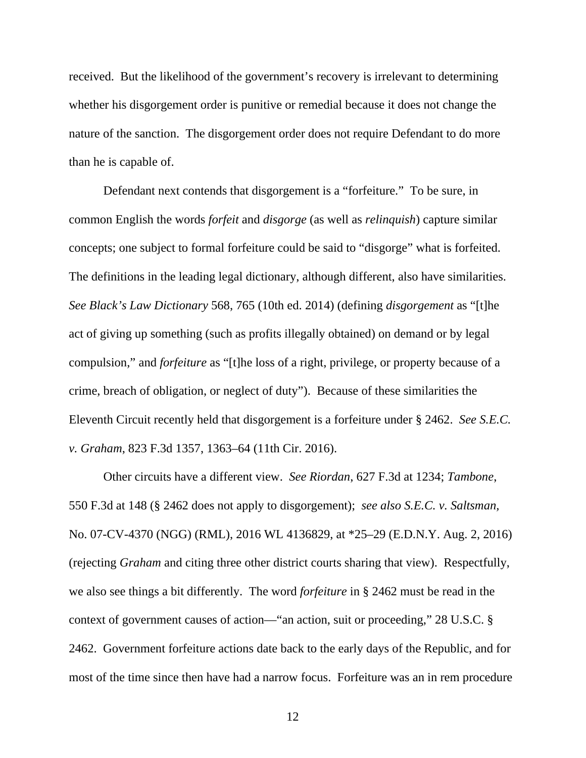received. But the likelihood of the government's recovery is irrelevant to determining whether his disgorgement order is punitive or remedial because it does not change the nature of the sanction. The disgorgement order does not require Defendant to do more than he is capable of.

Defendant next contends that disgorgement is a "forfeiture." To be sure, in common English the words *forfeit* and *disgorge* (as well as *relinquish*) capture similar concepts; one subject to formal forfeiture could be said to "disgorge" what is forfeited. The definitions in the leading legal dictionary, although different, also have similarities. *See Black's Law Dictionary* 568, 765 (10th ed. 2014) (defining *disgorgement* as "[t]he act of giving up something (such as profits illegally obtained) on demand or by legal compulsion," and *forfeiture* as "[t]he loss of a right, privilege, or property because of a crime, breach of obligation, or neglect of duty"). Because of these similarities the Eleventh Circuit recently held that disgorgement is a forfeiture under § 2462. *See S.E.C. v. Graham*, 823 F.3d 1357, 1363–64 (11th Cir. 2016).

Other circuits have a different view. *See Riordan*, 627 F.3d at 1234; *Tambone*, 550 F.3d at 148 (§ 2462 does not apply to disgorgement); *see also S.E.C. v. Saltsman,* No. 07-CV-4370 (NGG) (RML), 2016 WL 4136829, at *25–29 (E.D.N.Y. Aug. 2, 2016) (rejecting *Graham* and citing three other district courts sharing that view). Respectfully, we also see things a bit differently. The word *forfeiture* in § 2462 must be read in the context of government causes of action—"an action, suit or proceeding," 28 U.S.C. § 2462. Government forfeiture actions date back to the early days of the Republic, and for most of the time since then have had a narrow focus. Forfeiture was an in rem procedure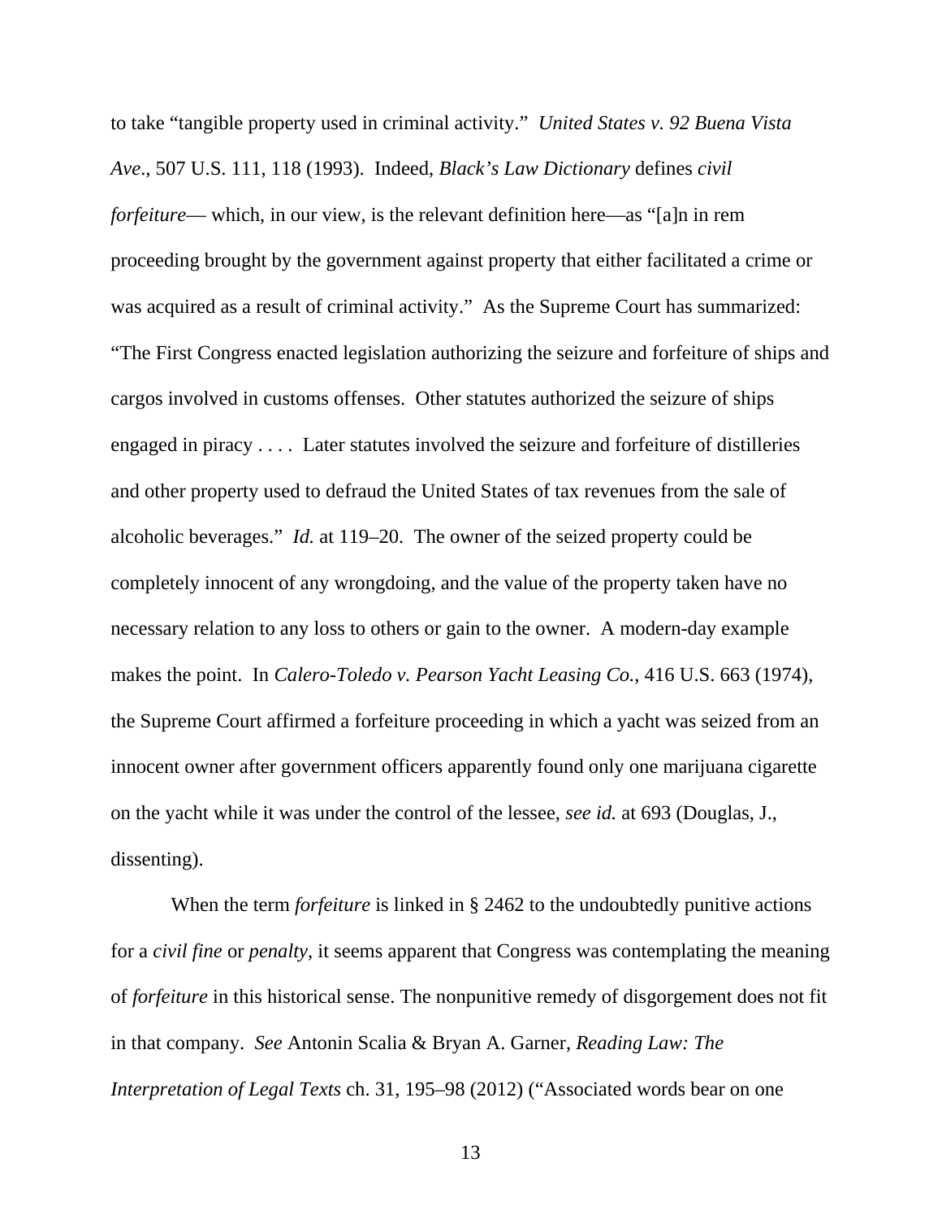to take "tangible property used in criminal activity." *United States v. 92 Buena Vista Ave*., 507 U.S. 111, 118 (1993). Indeed, *Black's Law Dictionary* defines *civil forfeiture*— which, in our view, is the relevant definition here—as "[a]n in rem proceeding brought by the government against property that either facilitated a crime or was acquired as a result of criminal activity." As the Supreme Court has summarized: "The First Congress enacted legislation authorizing the seizure and forfeiture of ships and cargos involved in customs offenses. Other statutes authorized the seizure of ships engaged in piracy . . . . Later statutes involved the seizure and forfeiture of distilleries and other property used to defraud the United States of tax revenues from the sale of alcoholic beverages." *Id.* at 119–20. The owner of the seized property could be completely innocent of any wrongdoing, and the value of the property taken have no necessary relation to any loss to others or gain to the owner. A modern-day example makes the point. In *Calero-Toledo v. Pearson Yacht Leasing Co.*, 416 U.S. 663 (1974), the Supreme Court affirmed a forfeiture proceeding in which a yacht was seized from an innocent owner after government officers apparently found only one marijuana cigarette on the yacht while it was under the control of the lessee, *see id.* at 693 (Douglas, J., dissenting).

When the term *forfeiture* is linked in § 2462 to the undoubtedly punitive actions for a *civil fine* or *penalty*, it seems apparent that Congress was contemplating the meaning of *forfeiture* in this historical sense. The nonpunitive remedy of disgorgement does not fit in that company. *See* Antonin Scalia & Bryan A. Garner, *Reading Law: The Interpretation of Legal Texts* ch. 31, 195–98 (2012) ("Associated words bear on one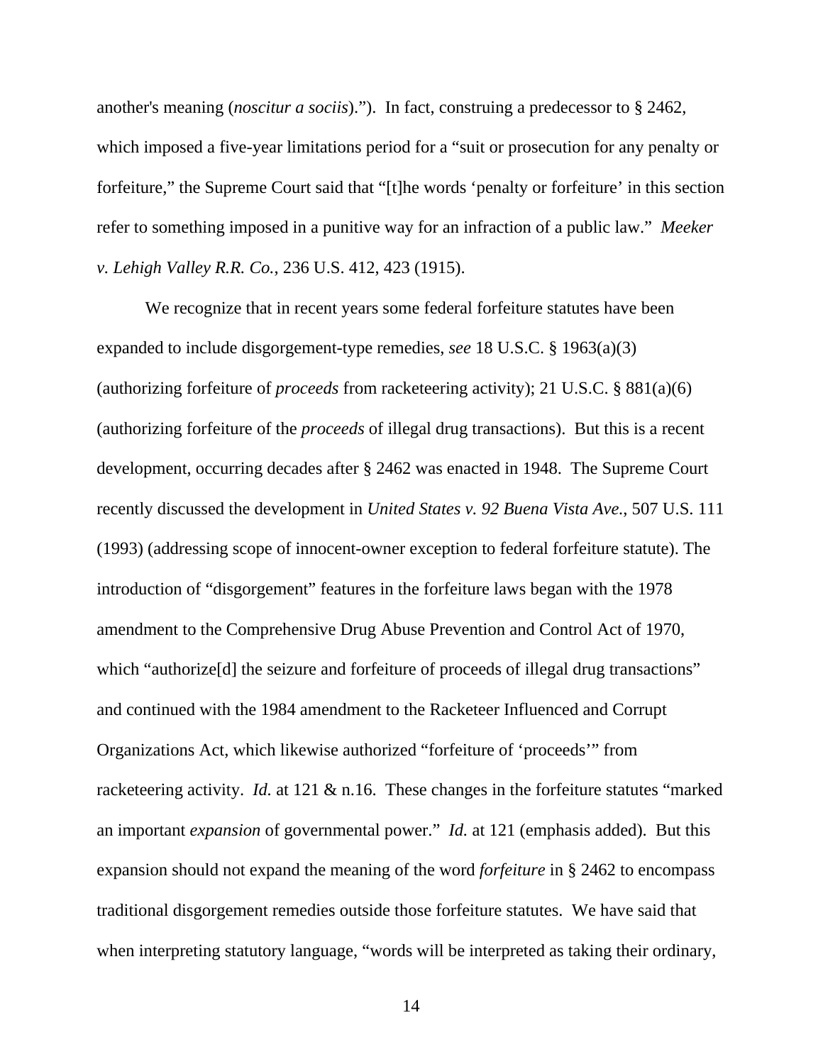another's meaning (*noscitur a sociis*).”). In fact, construing a predecessor to § 2462, which imposed a five-year limitations period for a “suit or prosecution for any penalty or forfeiture,” the Supreme Court said that “[t]he words ‘penalty or forfeiture’ in this section refer to something imposed in a punitive way for an infraction of a public law.” *Meeker v. Lehigh Valley R.R. Co.*, 236 U.S. 412, 423 (1915).

We recognize that in recent years some federal forfeiture statutes have been expanded to include disgorgement-type remedies, *see* 18 U.S.C. § 1963(a)(3) (authorizing forfeiture of *proceeds* from racketeering activity); 21 U.S.C. § 881(a)(6) (authorizing forfeiture of the *proceeds* of illegal drug transactions). But this is a recent development, occurring decades after § 2462 was enacted in 1948. The Supreme Court recently discussed the development in *United States v. 92 Buena Vista Ave.*, 507 U.S. 111 (1993) (addressing scope of innocent-owner exception to federal forfeiture statute). The introduction of “disgorgement” features in the forfeiture laws began with the 1978 amendment to the Comprehensive Drug Abuse Prevention and Control Act of 1970, which “authorize[d] the seizure and forfeiture of proceeds of illegal drug transactions” and continued with the 1984 amendment to the Racketeer Influenced and Corrupt Organizations Act, which likewise authorized “forfeiture of ‘proceeds’” from racketeering activity. *Id.* at 121 & n.16. These changes in the forfeiture statutes “marked an important *expansion* of governmental power.” *Id.* at 121 (emphasis added). But this expansion should not expand the meaning of the word *forfeiture* in § 2462 to encompass traditional disgorgement remedies outside those forfeiture statutes. We have said that when interpreting statutory language, “words will be interpreted as taking their ordinary,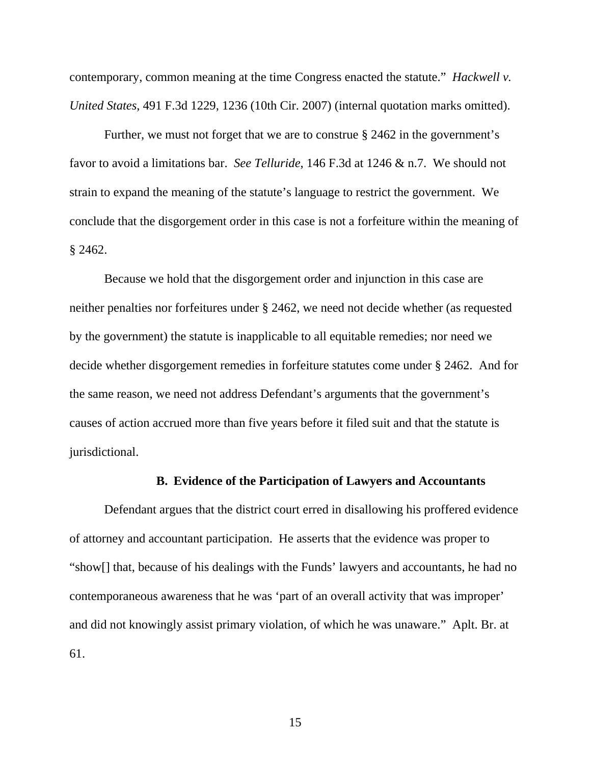contemporary, common meaning at the time Congress enacted the statute." *Hackwell v. United States*, 491 F.3d 1229, 1236 (10th Cir. 2007) (internal quotation marks omitted).

Further, we must not forget that we are to construe § 2462 in the government's favor to avoid a limitations bar. *See Telluride*, 146 F.3d at 1246 & n.7. We should not strain to expand the meaning of the statute's language to restrict the government. We conclude that the disgorgement order in this case is not a forfeiture within the meaning of § 2462.

Because we hold that the disgorgement order and injunction in this case are neither penalties nor forfeitures under § 2462, we need not decide whether (as requested by the government) the statute is inapplicable to all equitable remedies; nor need we decide whether disgorgement remedies in forfeiture statutes come under § 2462. And for the same reason, we need not address Defendant's arguments that the government's causes of action accrued more than five years before it filed suit and that the statute is jurisdictional.

### B. Evidence of the Participation of Lawyers and Accountants

Defendant argues that the district court erred in disallowing his proffered evidence of attorney and accountant participation. He asserts that the evidence was proper to "show[] that, because of his dealings with the Funds' lawyers and accountants, he had no contemporaneous awareness that he was 'part of an overall activity that was improper' and did not knowingly assist primary violation, of which he was unaware." Aplt. Br. at 61.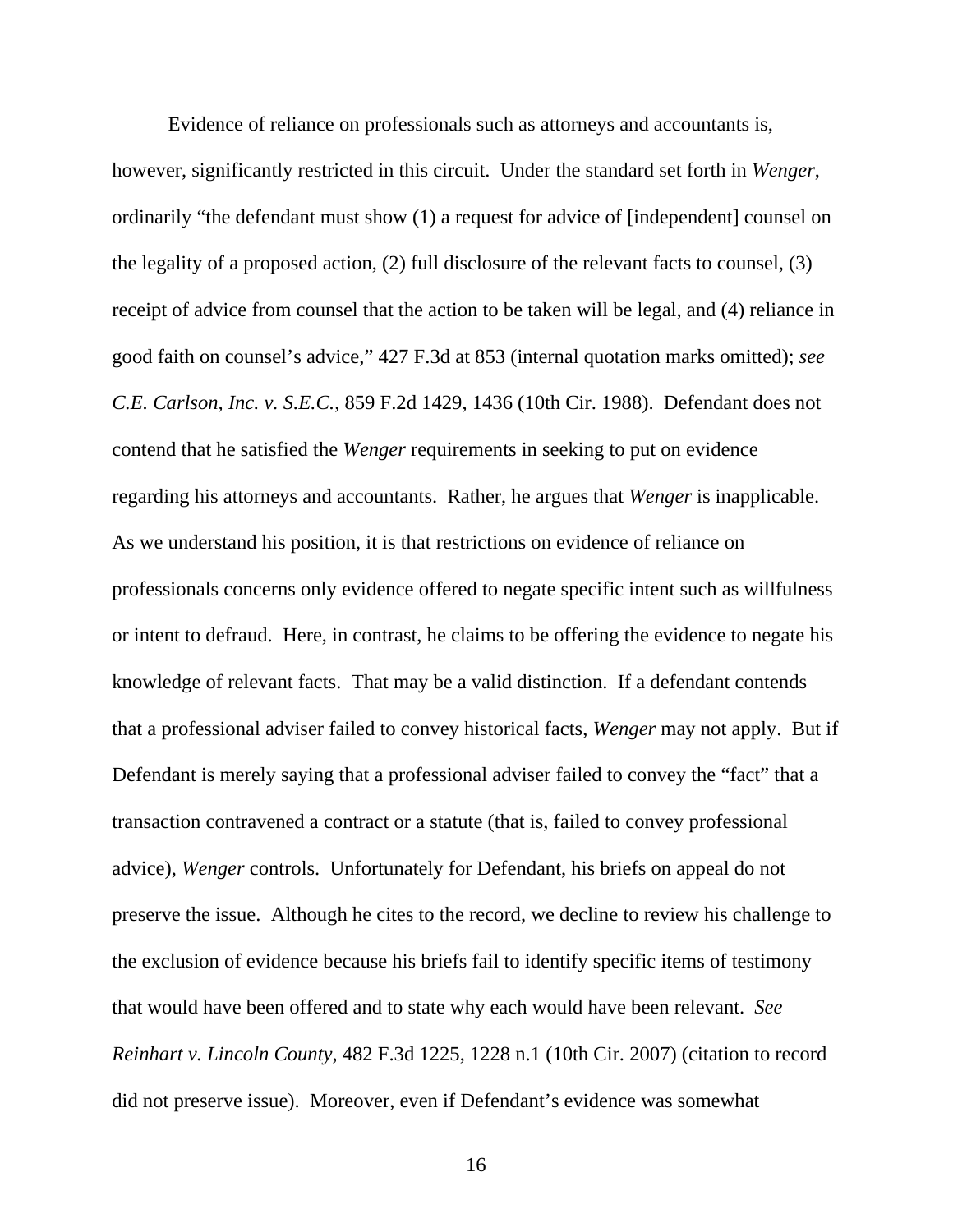Evidence of reliance on professionals such as attorneys and accountants is, however, significantly restricted in this circuit. Under the standard set forth in *Wenger*, ordinarily "the defendant must show (1) a request for advice of [independent] counsel on the legality of a proposed action, (2) full disclosure of the relevant facts to counsel, (3) receipt of advice from counsel that the action to be taken will be legal, and (4) reliance in good faith on counsel's advice," 427 F.3d at 853 (internal quotation marks omitted); *see C.E. Carlson, Inc. v. S.E.C.*, 859 F.2d 1429, 1436 (10th Cir. 1988). Defendant does not contend that he satisfied the *Wenger* requirements in seeking to put on evidence regarding his attorneys and accountants. Rather, he argues that *Wenger* is inapplicable. As we understand his position, it is that restrictions on evidence of reliance on professionals concerns only evidence offered to negate specific intent such as willfulness or intent to defraud. Here, in contrast, he claims to be offering the evidence to negate his knowledge of relevant facts. That may be a valid distinction. If a defendant contends that a professional adviser failed to convey historical facts, *Wenger* may not apply. But if Defendant is merely saying that a professional adviser failed to convey the "fact" that a transaction contravened a contract or a statute (that is, failed to convey professional advice), *Wenger* controls. Unfortunately for Defendant, his briefs on appeal do not preserve the issue. Although he cites to the record, we decline to review his challenge to the exclusion of evidence because his briefs fail to identify specific items of testimony that would have been offered and to state why each would have been relevant. *See Reinhart v. Lincoln County*, 482 F.3d 1225, 1228 n.1 (10th Cir. 2007) (citation to record did not preserve issue). Moreover, even if Defendant's evidence was somewhat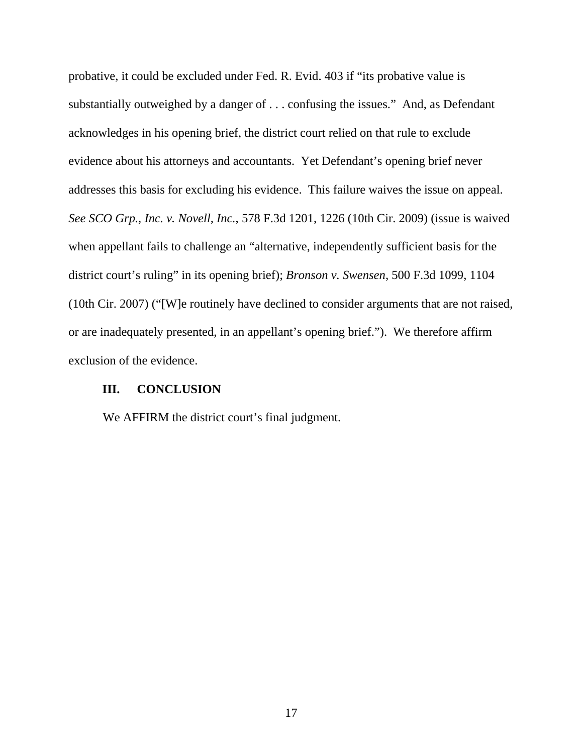probative, it could be excluded under Fed. R. Evid. 403 if "its probative value is substantially outweighed by a danger of . . . confusing the issues." And, as Defendant acknowledges in his opening brief, the district court relied on that rule to exclude evidence about his attorneys and accountants. Yet Defendant's opening brief never addresses this basis for excluding his evidence. This failure waives the issue on appeal. *See SCO Grp., Inc. v. Novell, Inc.*, 578 F.3d 1201, 1226 (10th Cir. 2009) (issue is waived when appellant fails to challenge an "alternative, independently sufficient basis for the district court's ruling" in its opening brief); *Bronson v. Swensen*, 500 F.3d 1099, 1104 (10th Cir. 2007) ("[W]e routinely have declined to consider arguments that are not raised, or are inadequately presented, in an appellant's opening brief."). We therefore affirm exclusion of the evidence.

## III. CONCLUSION

We AFFIRM the district court's final judgment.